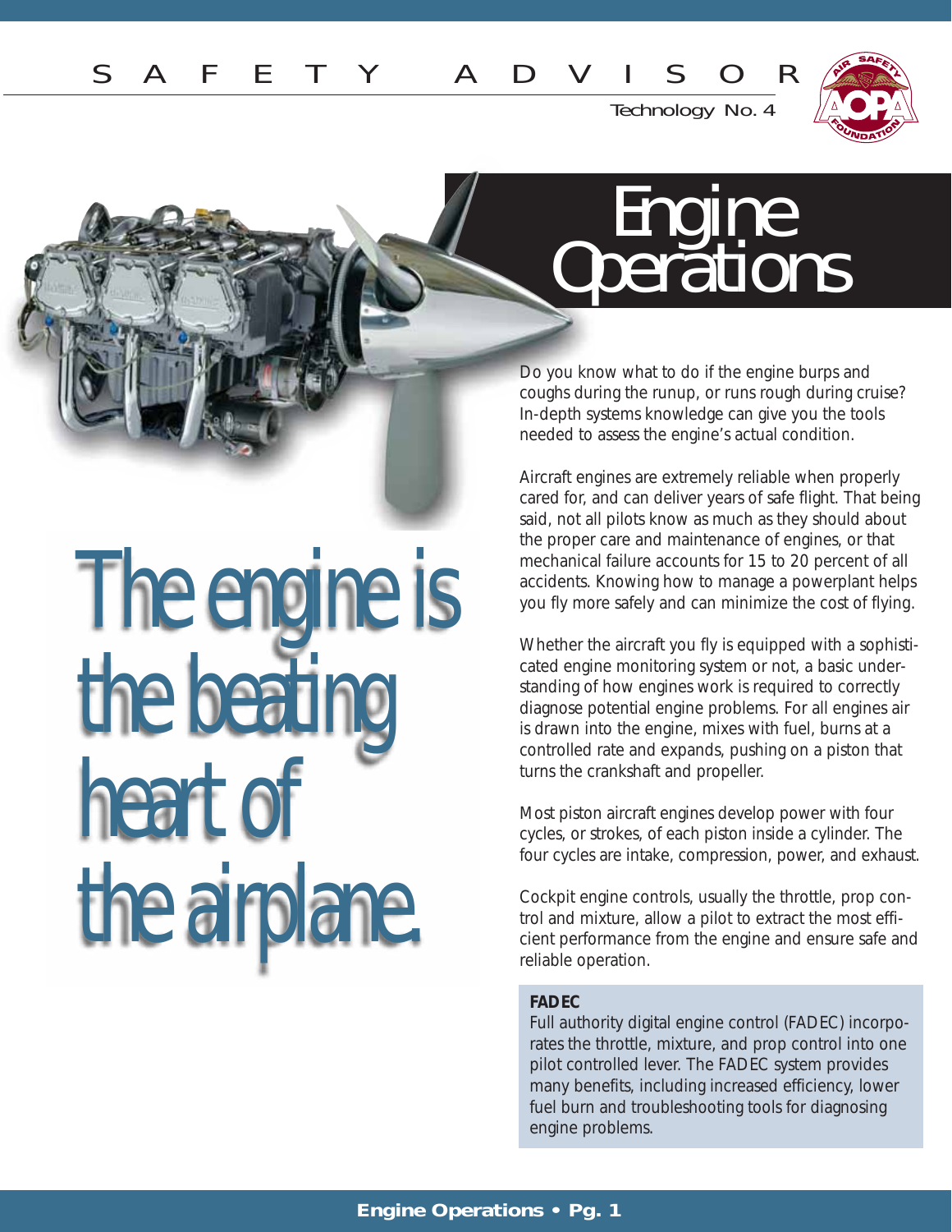# SAFETY ADVISOR

Technology No. 4

# Engine Operations

## The engine is the beating heart of the airplane.

Do you know what to do if the engine burps and coughs during the runup, or runs rough during cruise? In-depth systems knowledge can give you the tools needed to assess the engine's actual condition.

Aircraft engines are extremely reliable when properly cared for, and can deliver years of safe flight. That being said, not all pilots know as much as they should about the proper care and maintenance of engines, or that mechanical failure accounts for 15 to 20 percent of all accidents. Knowing how to manage a powerplant helps you fly more safely and can minimize the cost of flying.

Whether the aircraft you fly is equipped with a sophisticated engine monitoring system or not, a basic understanding of how engines work is required to correctly diagnose potential engine problems. For all engines air is drawn into the engine, mixes with fuel, burns at a controlled rate and expands, pushing on a piston that turns the crankshaft and propeller.

Most piston aircraft engines develop power with four cycles, or strokes, of each piston inside a cylinder. The four cycles are intake, compression, power, and exhaust.

Cockpit engine controls, usually the throttle, prop control and mixture, allow a pilot to extract the most efficient performance from the engine and ensure safe and reliable operation.

**FADEC**

Full authority digital engine control (FADEC) incorporates the throttle, mixture, and prop control into one pilot controlled lever. The FADEC system provides many benefits, including increased efficiency, lower fuel burn and troubleshooting tools for diagnosing engine problems.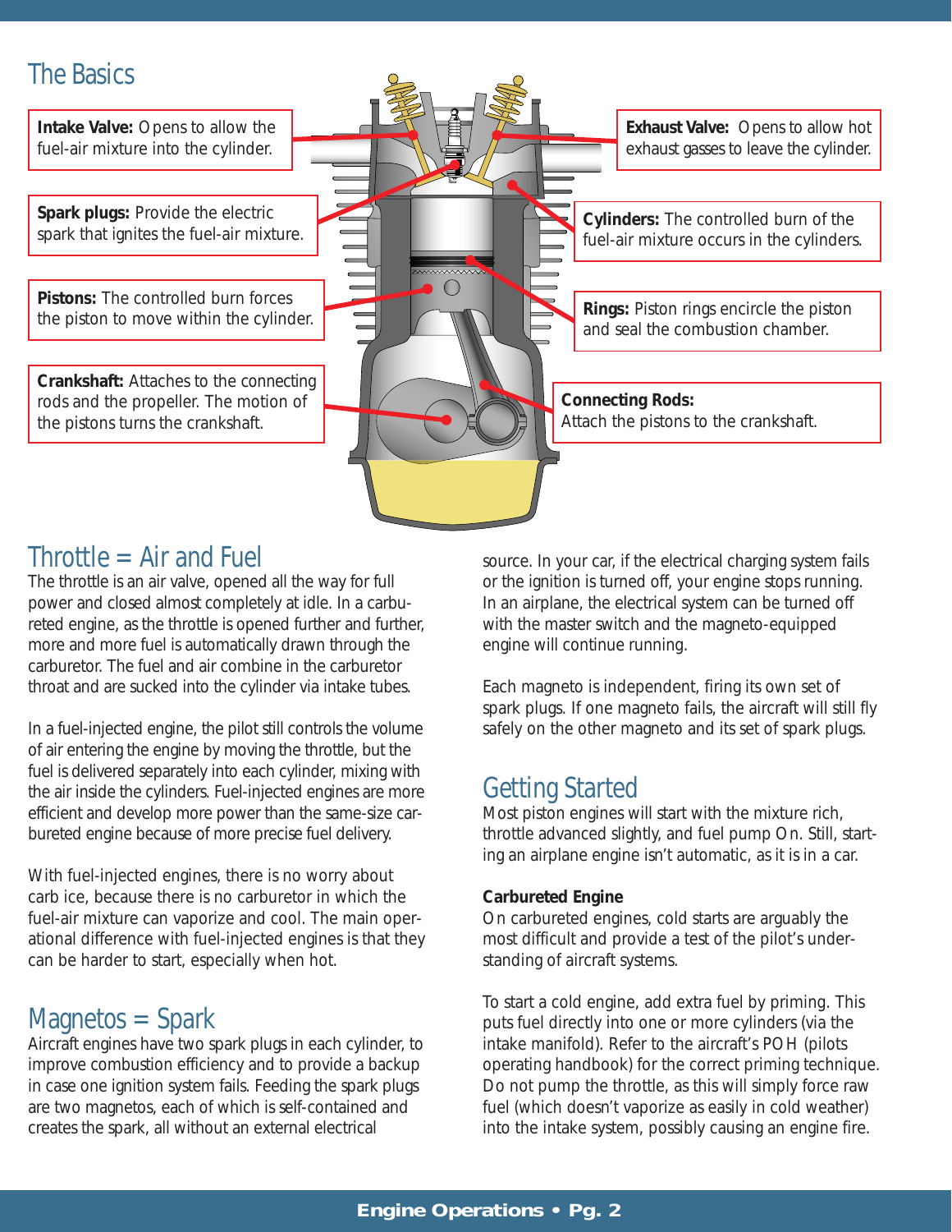## The Basics

**Intake Valve:** Opens to allow the fuel-air mixture into the cylinder.

**Exhaust Valve:** Opens to allow hot exhaust gasses to leave the cylinder.

**Spark plugs:** Provide the electric spark that ignites the fuel-air mixture.

**Cylinders:** The controlled burn of the fuel-air mixture occurs in the cylinders.

**Pistons:** The controlled burn forces the piston to move within the cylinder.

**Rings:** Piston rings encircle the piston and seal the combustion chamber.

**Crankshaft:** Attaches to the connecting rods and the propeller. The motion of the pistons turns the crankshaft.

**Connecting Rods:** Attach the pistons to the crankshaft.

## Throttle = Air and Fuel

The throttle is an air valve, opened all the way for full power and closed almost completely at idle. In a carbureted engine, as the throttle is opened further and further, more and more fuel is automatically drawn through the carburetor. The fuel and air combine in the carburetor throat and are sucked into the cylinder via intake tubes.

In a fuel-injected engine, the pilot still controls the volume of air entering the engine by moving the throttle, but the fuel is delivered separately into each cylinder, mixing with the air inside the cylinders. Fuel-injected engines are more efficient and develop more power than the same-size carbureted engine because of more precise fuel delivery.

With fuel-injected engines, there is no worry about carb ice, because there is no carburetor in which the fuel-air mixture can vaporize and cool. The main operational difference with fuel-injected engines is that they can be harder to start, especially when hot.

## Magnetos = Spark

Aircraft engines have two spark plugs in each cylinder, to improve combustion efficiency and to provide a backup in case one ignition system fails. Feeding the spark plugs are two magnetos, each of which is self-contained and creates the spark, all without an external electrical source. In your car, if the electrical charging system fails or the ignition is turned off, your engine stops running. In an airplane, the electrical system can be turned off with the master switch and the magneto-equipped engine will continue running.

Each magneto is independent, firing its own set of spark plugs. If one magneto fails, the aircraft will still fly safely on the other magneto and its set of spark plugs.

## Getting Started

Most piston engines will start with the mixture rich, throttle advanced slightly, and fuel pump On. Still, starting an airplane engine isn't automatic, as it is in a car.

**Carbureted Engine**

On carbureted engines, cold starts are arguably the most difficult and provide a test of the pilot's understanding of aircraft systems.

To start a cold engine, add extra fuel by priming. This puts fuel directly into one or more cylinders (via the intake manifold). Refer to the aircraft's POH (pilots operating handbook) for the correct priming technique. Do not pump the throttle, as this will simply force raw fuel (which doesn't vaporize as easily in cold weather) into the intake system, possibly causing an engine fire.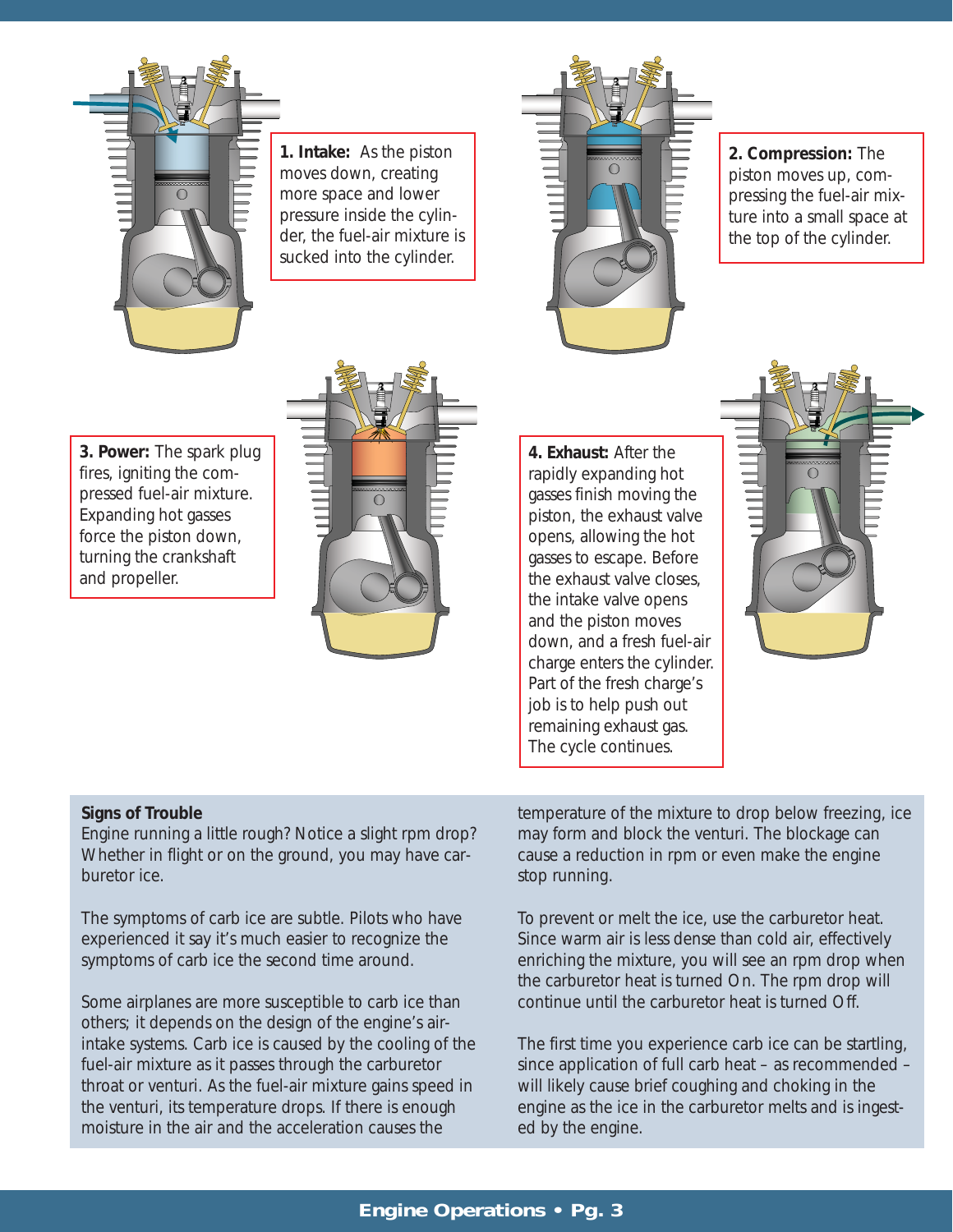**1. Intake:** As the piston moves down, creating more space and lower pressure inside the cylinder, the fuel-air mixture is sucked into the cylinder.

**2. Compression:** The piston moves up, compressing the fuel-air mixture into a small space at the top of the cylinder.

**3. Power:** The spark plug fires, igniting the compressed fuel-air mixture. Expanding hot gasses force the piston down, turning the crankshaft and propeller.

**4. Exhaust:** After the rapidly expanding hot gasses finish moving the piston, the exhaust valve opens, allowing the hot gasses to escape. Before the exhaust valve closes, the intake valve opens and the piston moves down, and a fresh fuel-air charge enters the cylinder. Part of the fresh charge's job is to help push out remaining exhaust gas. The cycle continues.

## Signs of Trouble

Engine running a little rough? Notice a slight rpm drop? Whether in flight or on the ground, you may have carburetor ice.

The symptoms of carb ice are subtle. Pilots who have experienced it say it's much easier to recognize the symptoms of carb ice the second time around.

Some airplanes are more susceptible to carb ice than others; it depends on the design of the engine's air-intake systems. Carb ice is caused by the cooling of the fuel-air mixture as it passes through the carburetor throat or venturi. As the fuel-air mixture gains speed in the venturi, its temperature drops. If there is enough moisture in the air and the acceleration causes the temperature of the mixture to drop below freezing, ice may form and block the venturi. The blockage can cause a reduction in rpm or even make the engine stop running.

To prevent or melt the ice, use the carburetor heat. Since warm air is less dense than cold air, effectively enriching the mixture, you will see an rpm drop when the carburetor heat is turned On. The rpm drop will continue until the carburetor heat is turned Off.

The first time you experience carb ice can be startling, since application of full carb heat – as recommended – will likely cause brief coughing and choking in the engine as the ice in the carburetor melts and is ingested by the engine.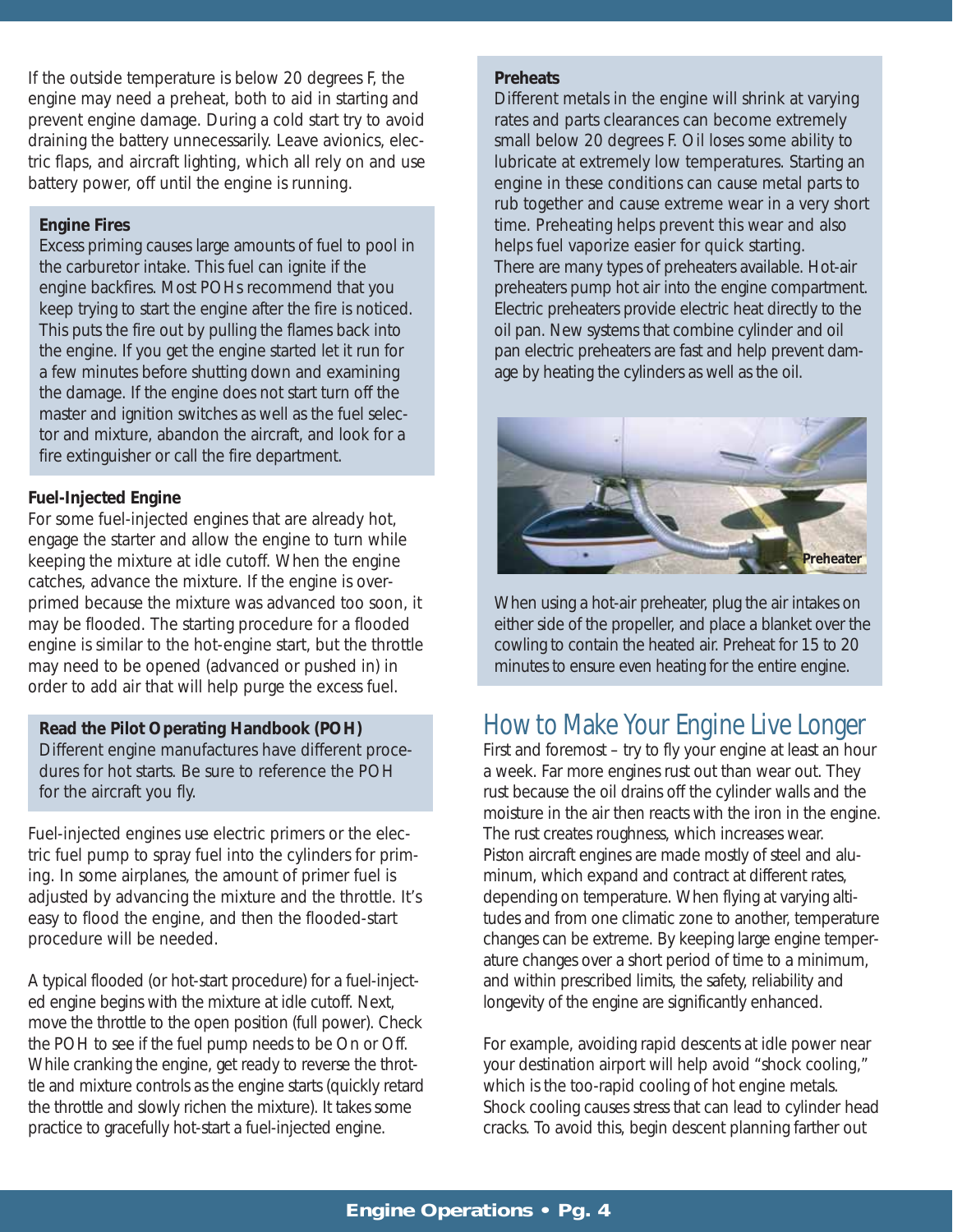If the outside temperature is below 20 degrees F, the engine may need a preheat, both to aid in starting and prevent engine damage. During a cold start try to avoid draining the battery unnecessarily. Leave avionics, electric flaps, and aircraft lighting, which all rely on and use battery power, off until the engine is running.

**Engine Fires**

Excess priming causes large amounts of fuel to pool in the carburetor intake. This fuel can ignite if the engine backfires. Most POHs recommend that you keep trying to start the engine after the fire is noticed. This puts the fire out by pulling the flames back into the engine. If you get the engine started let it run for a few minutes before shutting down and examining the damage. If the engine does not start turn off the master and ignition switches as well as the fuel selector and mixture, abandon the aircraft, and look for a fire extinguisher or call the fire department.

**Fuel-Injected Engine**

For some fuel-injected engines that are already hot, engage the starter and allow the engine to turn while keeping the mixture at idle cutoff. When the engine catches, advance the mixture. If the engine is overprimed because the mixture was advanced too soon, it may be flooded. The starting procedure for a flooded engine is similar to the hot-engine start, but the throttle may need to be opened (advanced or pushed in) in order to add air that will help purge the excess fuel.

**Read the Pilot Operating Handbook (POH)**

Different engine manufactures have different procedures for hot starts. Be sure to reference the POH for the aircraft you fly.

Fuel-injected engines use electric primers or the electric fuel pump to spray fuel into the cylinders for priming. In some airplanes, the amount of primer fuel is adjusted by advancing the mixture and the throttle. It's easy to flood the engine, and then the flooded-start procedure will be needed.

A typical flooded (or hot-start procedure) for a fuel-injected engine begins with the mixture at idle cutoff. Next, move the throttle to the open position (full power). Check the POH to see if the fuel pump needs to be On or Off. While cranking the engine, get ready to reverse the throttle and mixture controls as the engine starts (quickly retard the throttle and slowly richen the mixture). It takes some practice to gracefully hot-start a fuel-injected engine.

**Preheats**

Different metals in the engine will shrink at varying rates and parts clearances can become extremely small below 20 degrees F. Oil loses some ability to lubricate at extremely low temperatures. Starting an engine in these conditions can cause metal parts to rub together and cause extreme wear in a very short time. Preheating helps prevent this wear and also helps fuel vaporize easier for quick starting.

There are many types of preheaters available. Hot-air preheaters pump hot air into the engine compartment. Electric preheaters provide electric heat directly to the oil pan. New systems that combine cylinder and oil pan electric preheaters are fast and help prevent damage by heating the cylinders as well as the oil.

Preheater

When using a hot-air preheater, plug the air intakes on either side of the propeller, and place a blanket over the cowling to contain the heated air. Preheat for 15 to 20 minutes to ensure even heating for the entire engine.

## How to Make Your Engine Live Longer

First and foremost – try to fly your engine at least an hour a week. Far more engines rust out than wear out. They rust because the oil drains off the cylinder walls and the moisture in the air then reacts with the iron in the engine. The rust creates roughness, which increases wear.

Piston aircraft engines are made mostly of steel and aluminum, which expand and contract at different rates, depending on temperature. When flying at varying altitudes and from one climatic zone to another, temperature changes can be extreme. By keeping large engine temperature changes over a short period of time to a minimum, and within prescribed limits, the safety, reliability and longevity of the engine are significantly enhanced.

For example, avoiding rapid descents at idle power near your destination airport will help avoid "shock cooling," which is the too-rapid cooling of hot engine metals. Shock cooling causes stress that can lead to cylinder head cracks. To avoid this, begin descent planning farther out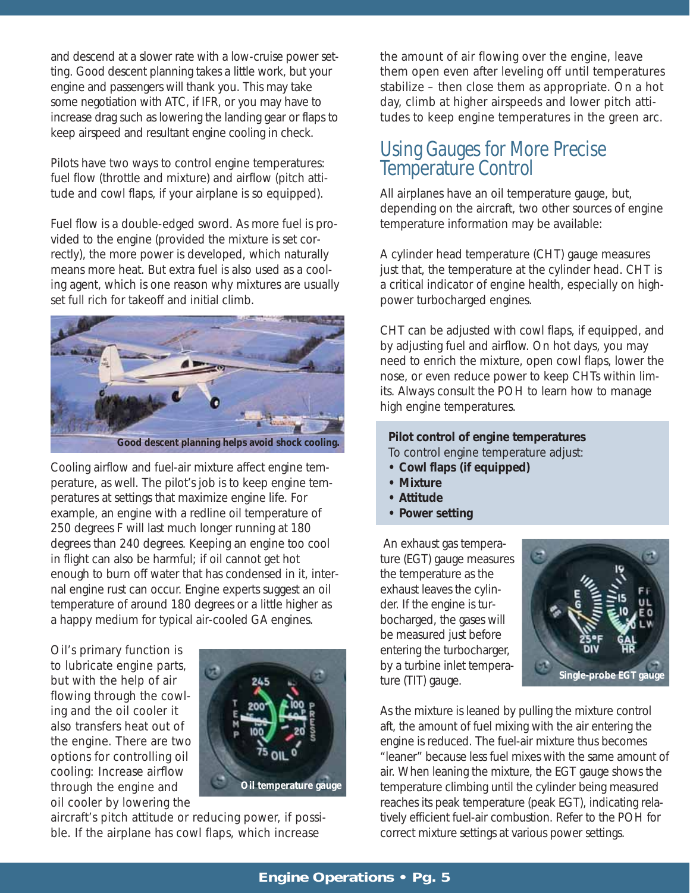and descend at a slower rate with a low-cruise power setting. Good descent planning takes a little work, but your engine and passengers will thank you. This may take some negotiation with ATC, if IFR, or you may have to increase drag such as lowering the landing gear or flaps to keep airspeed and resultant engine cooling in check.

Pilots have two ways to control engine temperatures: fuel flow (throttle and mixture) and airflow (pitch attitude and cowl flaps, if your airplane is so equipped).

Fuel flow is a double-edged sword. As more fuel is provided to the engine (provided the mixture is set correctly), the more power is developed, which naturally means more heat. But extra fuel is also used as a cooling agent, which is one reason why mixtures are usually set full rich for takeoff and initial climb.

**Good descent planning helps avoid shock cooling.**

Cooling airflow and fuel-air mixture affect engine temperature, as well. The pilot's job is to keep engine temperatures at settings that maximize engine life. For example, an engine with a redline oil temperature of 250 degrees F will last much longer running at 180 degrees than 240 degrees. Keeping an engine too cool in flight can also be harmful; if oil cannot get hot enough to burn off water that has condensed in it, internal engine rust can occur. Engine experts suggest an oil temperature of around 180 degrees or a little higher as a happy medium for typical air-cooled GA engines.

Oil's primary function is to lubricate engine parts, but with the help of air flowing through the cowling and the oil cooler it also transfers heat out of the engine. There are two options for controlling oil cooling: Increase airflow through the engine and oil cooler by lowering the aircraft's pitch attitude or reducing power, if possible. If the airplane has cowl flaps, which increase the amount of air flowing over the engine, leave them open even after leveling off until temperatures stabilize – then close them as appropriate. On a hot day, climb at higher airspeeds and lower pitch attitudes to keep engine temperatures in the green arc.

**Oil temperature gauge**

## Using Gauges for More Precise Temperature Control

All airplanes have an oil temperature gauge, but, depending on the aircraft, two other sources of engine temperature information may be available:

A cylinder head temperature (CHT) gauge measures just that, the temperature at the cylinder head. CHT is a critical indicator of engine health, especially on high-power turbocharged engines.

CHT can be adjusted with cowl flaps, if equipped, and by adjusting fuel and airflow. On hot days, you may need to enrich the mixture, open cowl flaps, lower the nose, or even reduce power to keep CHTs within limits. Always consult the POH to learn how to manage high engine temperatures.

> **Pilot control of engine temperatures**
> To control engine temperature adjust:
> - **Cowl flaps (if equipped)**
> - **Mixture**
> - **Attitude**
> - **Power setting**

An exhaust gas temperature (EGT) gauge measures the temperature as the exhaust leaves the cylinder. If the engine is turbocharged, the gases will be measured just before entering the turbocharger, by a turbine inlet temperature (TIT) gauge.

**Single-probe EGT gauge**

As the mixture is leaned by pulling the mixture control aft, the amount of fuel mixing with the air entering the engine is reduced. The fuel-air mixture thus becomes "leaner" because less fuel mixes with the same amount of air. When leaning the mixture, the EGT gauge shows the temperature climbing until the cylinder being measured reaches its peak temperature (peak EGT), indicating relatively efficient fuel-air combustion. Refer to the POH for correct mixture settings at various power settings.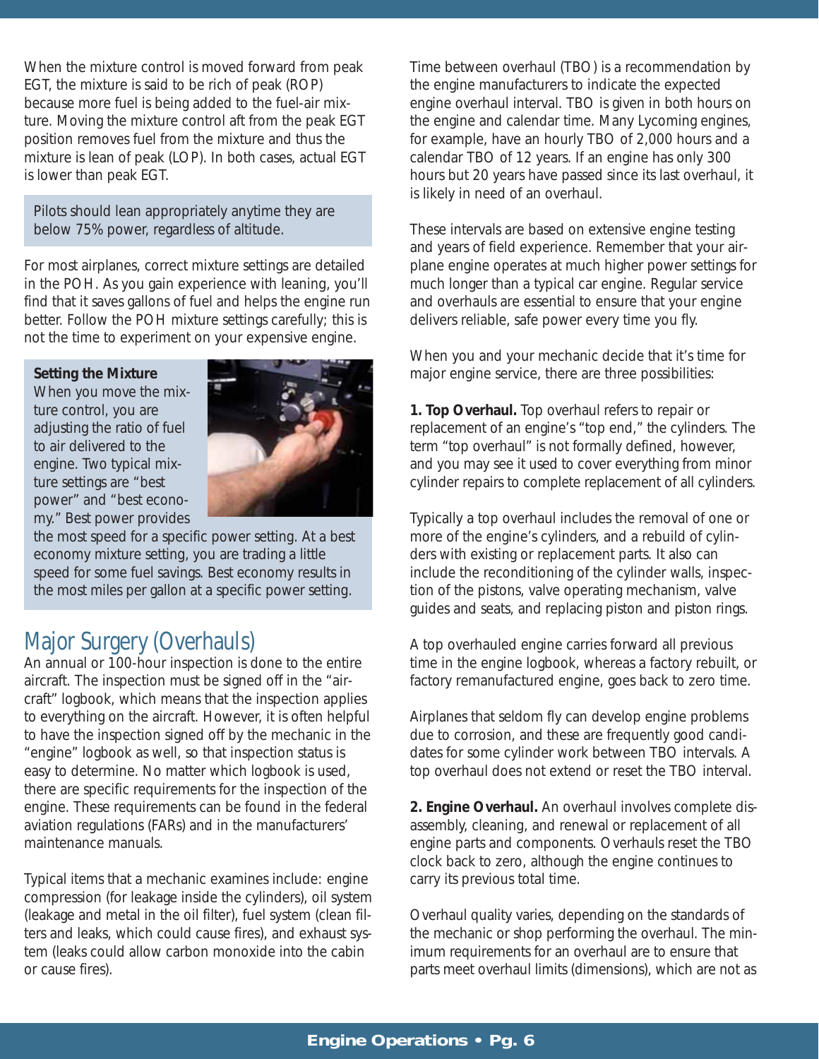When the mixture control is moved forward from peak EGT, the mixture is said to be rich of peak (ROP) because more fuel is being added to the fuel-air mixture. Moving the mixture control aft from the peak EGT position removes fuel from the mixture and thus the mixture is lean of peak (LOP). In both cases, actual EGT is lower than peak EGT.

Pilots should lean appropriately anytime they are below 75% power, regardless of altitude.

For most airplanes, correct mixture settings are detailed in the POH. As you gain experience with leaning, you'll find that it saves gallons of fuel and helps the engine run better. Follow the POH mixture settings carefully; this is not the time to experiment on your expensive engine.

**Setting the Mixture**
When you move the mixture control, you are adjusting the ratio of fuel to air delivered to the engine. Two typical mixture settings are "best power" and "best economy." Best power provides the most speed for a specific power setting. At a best economy mixture setting, you are trading a little speed for some fuel savings. Best economy results in the most miles per gallon at a specific power setting.

## Major Surgery (Overhauls)

An annual or 100-hour inspection is done to the entire aircraft. The inspection must be signed off in the "aircraft" logbook, which means that the inspection applies to everything on the aircraft. However, it is often helpful to have the inspection signed off by the mechanic in the "engine" logbook as well, so that inspection status is easy to determine. No matter which logbook is used, there are specific requirements for the inspection of the engine. These requirements can be found in the federal aviation regulations (FARs) and in the manufacturers' maintenance manuals.

Typical items that a mechanic examines include: engine compression (for leakage inside the cylinders), oil system (leakage and metal in the oil filter), fuel system (clean filters and leaks, which could cause fires), and exhaust system (leaks could allow carbon monoxide into the cabin or cause fires).

Time between overhaul (TBO) is a recommendation by the engine manufacturers to indicate the expected engine overhaul interval. TBO is given in both hours on the engine and calendar time. Many Lycoming engines, for example, have an hourly TBO of 2,000 hours and a calendar TBO of 12 years. If an engine has only 300 hours but 20 years have passed since its last overhaul, it is likely in need of an overhaul.

These intervals are based on extensive engine testing and years of field experience. Remember that your airplane engine operates at much higher power settings for much longer than a typical car engine. Regular service and overhauls are essential to ensure that your engine delivers reliable, safe power every time you fly.

When you and your mechanic decide that it's time for major engine service, there are three possibilities:

**1. Top Overhaul.** Top overhaul refers to repair or replacement of an engine's "top end," the cylinders. The term "top overhaul" is not formally defined, however, and you may see it used to cover everything from minor cylinder repairs to complete replacement of all cylinders.

Typically a top overhaul includes the removal of one or more of the engine's cylinders, and a rebuild of cylinders with existing or replacement parts. It also can include the reconditioning of the cylinder walls, inspection of the pistons, valve operating mechanism, valve guides and seats, and replacing piston and piston rings.

A top overhauled engine carries forward all previous time in the engine logbook, whereas a factory rebuilt, or factory remanufactured engine, goes back to zero time.

Airplanes that seldom fly can develop engine problems due to corrosion, and these are frequently good candidates for some cylinder work between TBO intervals. A top overhaul does not extend or reset the TBO interval.

**2. Engine Overhaul.** An overhaul involves complete disassembly, cleaning, and renewal or replacement of all engine parts and components. Overhauls reset the TBO clock back to zero, although the engine continues to carry its previous total time.

Overhaul quality varies, depending on the standards of the mechanic or shop performing the overhaul. The minimum requirements for an overhaul are to ensure that parts meet overhaul limits (dimensions), which are not as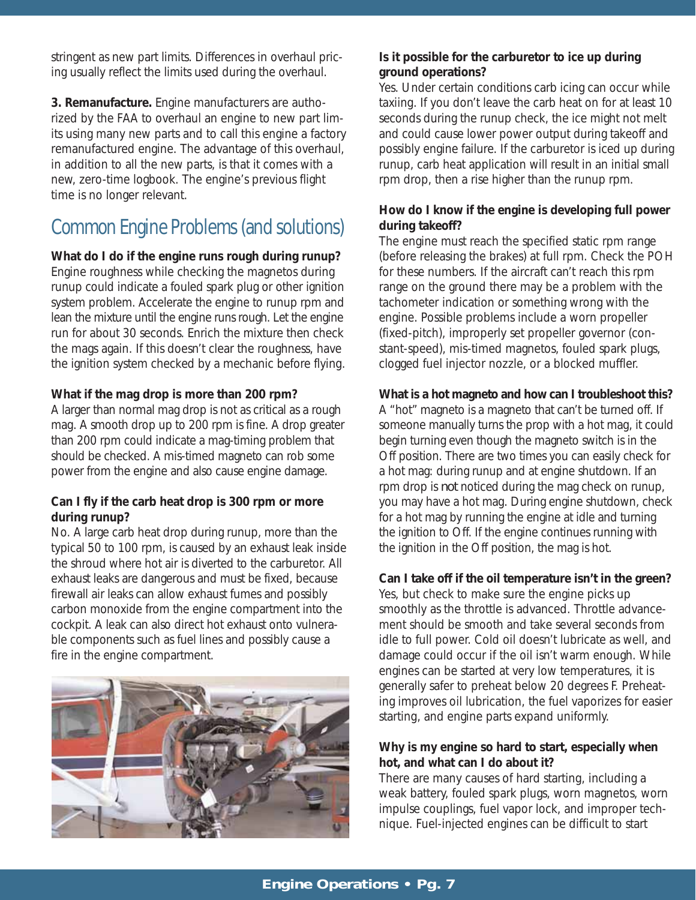stringent as new part limits. Differences in overhaul pricing usually reflect the limits used during the overhaul.

**3. Remanufacture.** Engine manufacturers are authorized by the FAA to overhaul an engine to new part limits using many new parts and to call this engine a factory remanufactured engine. The advantage of this overhaul, in addition to all the new parts, is that it comes with a new, zero-time logbook. The engine's previous flight time is no longer relevant.

## Common Engine Problems (and solutions)

**What do I do if the engine runs rough during runup?**
Engine roughness while checking the magnetos during runup could indicate a fouled spark plug or other ignition system problem. Accelerate the engine to runup rpm and lean the mixture until the engine runs rough. Let the engine run for about 30 seconds. Enrich the mixture then check the mags again. If this doesn't clear the roughness, have the ignition system checked by a mechanic before flying.

**What if the mag drop is more than 200 rpm?**
A larger than normal mag drop is not as critical as a rough mag. A smooth drop up to 200 rpm is fine. A drop greater than 200 rpm could indicate a mag-timing problem that should be checked. A mis-timed magneto can rob some power from the engine and also cause engine damage.

**Can I fly if the carb heat drop is 300 rpm or more during runup?**
No. A large carb heat drop during runup, more than the typical 50 to 100 rpm, is caused by an exhaust leak inside the shroud where hot air is diverted to the carburetor. All exhaust leaks are dangerous and must be fixed, because firewall air leaks can allow exhaust fumes and possibly carbon monoxide from the engine compartment into the cockpit. A leak can also direct hot exhaust onto vulnerable components such as fuel lines and possibly cause a fire in the engine compartment.

**Is it possible for the carburetor to ice up during ground operations?**
Yes. Under certain conditions carb icing can occur while taxiing. If you don't leave the carb heat on for at least 10 seconds during the runup check, the ice might not melt and could cause lower power output during takeoff and possibly engine failure. If the carburetor is iced up during runup, carb heat application will result in an initial small rpm drop, then a rise higher than the runup rpm.

**How do I know if the engine is developing full power during takeoff?**
The engine must reach the specified static rpm range (before releasing the brakes) at full rpm. Check the POH for these numbers. If the aircraft can't reach this rpm range on the ground there may be a problem with the tachometer indication or something wrong with the engine. Possible problems include a worn propeller (fixed-pitch), improperly set propeller governor (constant-speed), mis-timed magnetos, fouled spark plugs, clogged fuel injector nozzle, or a blocked muffler.

**What is a hot magneto and how can I troubleshoot this?**
A "hot" magneto is a magneto that can't be turned off. If someone manually turns the prop with a hot mag, it could begin turning even though the magneto switch is in the Off position. There are two times you can easily check for a hot mag: during runup and at engine shutdown. If an rpm drop is *not* noticed during the mag check on runup, you may have a hot mag. During engine shutdown, check for a hot mag by running the engine at idle and turning the ignition to Off. If the engine continues running with the ignition in the Off position, the mag is hot.

**Can I take off if the oil temperature isn't in the green?**
Yes, but check to make sure the engine picks up smoothly as the throttle is advanced. Throttle advancement should be smooth and take several seconds from idle to full power. Cold oil doesn't lubricate as well, and damage could occur if the oil isn't warm enough. While engines can be started at very low temperatures, it is generally safer to preheat below 20 degrees F. Preheating improves oil lubrication, the fuel vaporizes for easier starting, and engine parts expand uniformly.

**Why is my engine so hard to start, especially when hot, and what can I do about it?**
There are many causes of hard starting, including a weak battery, fouled spark plugs, worn magnetos, worn impulse couplings, fuel vapor lock, and improper technique. Fuel-injected engines can be difficult to start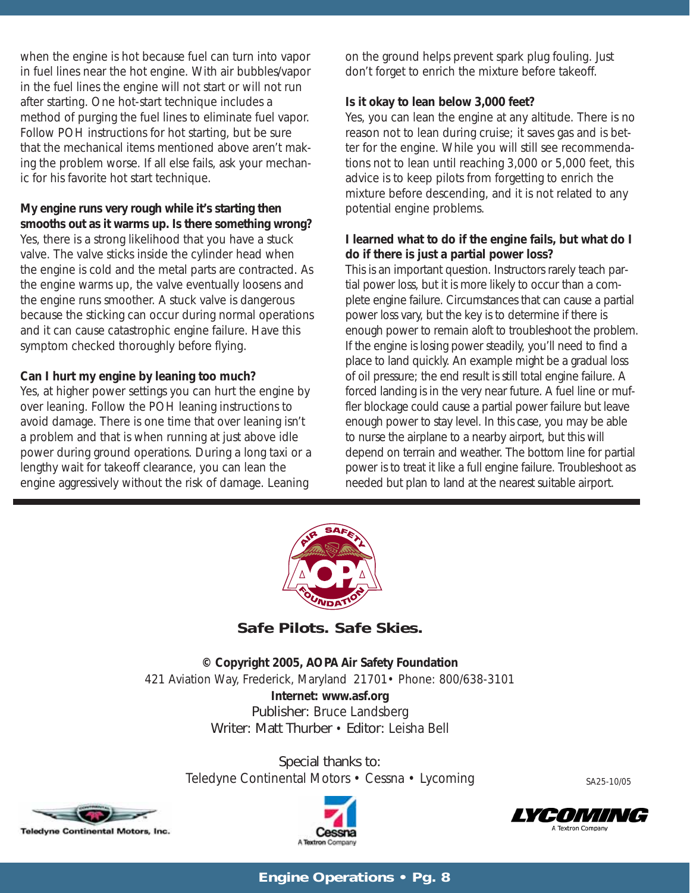when the engine is hot because fuel can turn into vapor in fuel lines near the hot engine. With air bubbles/vapor in the fuel lines the engine will not start or will not run after starting. One hot-start technique includes a method of purging the fuel lines to eliminate fuel vapor. Follow POH instructions for hot starting, but be sure that the mechanical items mentioned above aren't making the problem worse. If all else fails, ask your mechanic for his favorite hot start technique.

**My engine runs very rough while it's starting then smooths out as it warms up. Is there something wrong?**
Yes, there is a strong likelihood that you have a stuck valve. The valve sticks inside the cylinder head when the engine is cold and the metal parts are contracted. As the engine warms up, the valve eventually loosens and the engine runs smoother. A stuck valve is dangerous because the sticking can occur during normal operations and it can cause catastrophic engine failure. Have this symptom checked thoroughly before flying.

**Can I hurt my engine by leaning too much?**
Yes, at higher power settings you can hurt the engine by over leaning. Follow the POH leaning instructions to avoid damage. There is one time that over leaning isn't a problem and that is when running at just above idle power during ground operations. During a long taxi or a lengthy wait for takeoff clearance, you can lean the engine aggressively without the risk of damage. Leaning on the ground helps prevent spark plug fouling. Just don't forget to enrich the mixture before takeoff.

**Is it okay to lean below 3,000 feet?**
Yes, you can lean the engine at any altitude. There is no reason not to lean during cruise; it saves gas and is better for the engine. While you will still see recommendations not to lean until reaching 3,000 or 5,000 feet, this advice is to keep pilots from forgetting to enrich the mixture before descending, and it is not related to any potential engine problems.

**I learned what to do if the engine fails, but what do I do if there is just a partial power loss?**
This is an important question. Instructors rarely teach partial power loss, but it is more likely to occur than a complete engine failure. Circumstances that can cause a partial power loss vary, but the key is to determine if there is enough power to remain aloft to troubleshoot the problem. If the engine is losing power steadily, you'll need to find a place to land quickly. An example might be a gradual loss of oil pressure; the end result is still total engine failure. A forced landing is in the very near future. A fuel line or muffler blockage could cause a partial power failure but leave enough power to stay level. In this case, you may be able to nurse the airplane to a nearby airport, but this will depend on terrain and weather. The bottom line for partial power is to treat it like a full engine failure. Troubleshoot as needed but plan to land at the nearest suitable airport.

**Safe Pilots. Safe Skies.**

**© Copyright 2005, AOPA Air Safety Foundation**
421 Aviation Way, Frederick, Maryland 21701• Phone: 800/638-3101
**Internet: www.asf.org**
Publisher: Bruce Landsberg
Writer: Matt Thurber • Editor: Leisha Bell

Special thanks to:
Teledyne Continental Motors • Cessna • Lycoming

SA25-10/05